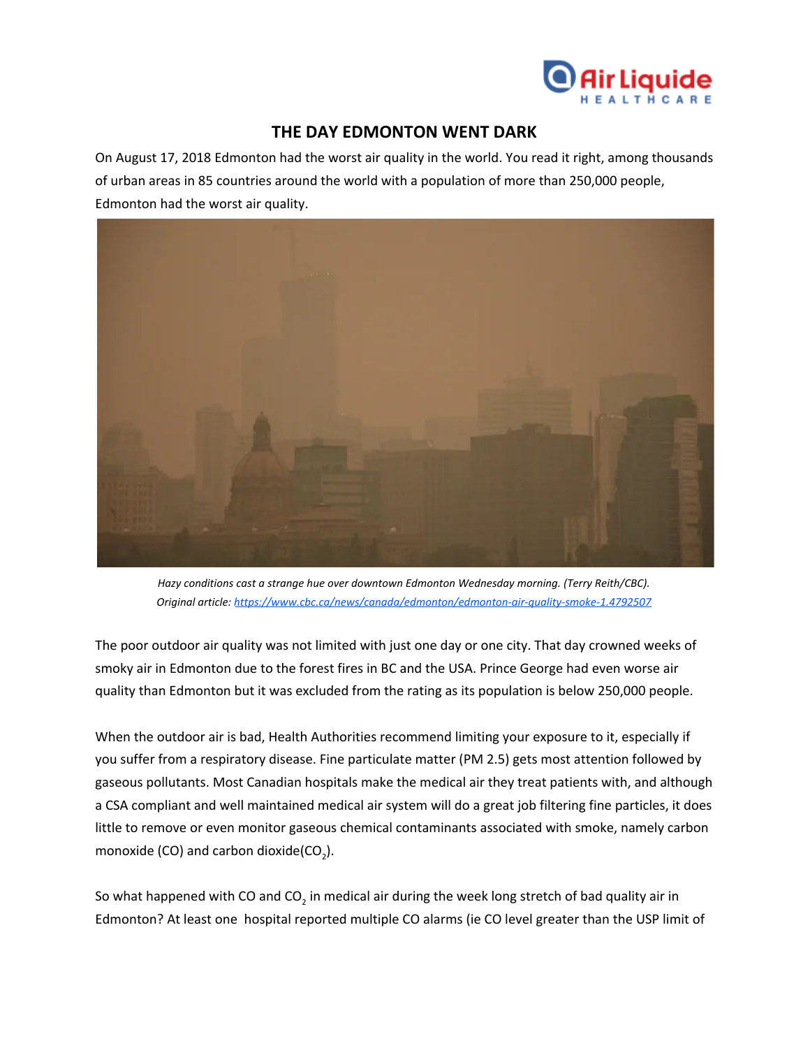# THE DAY EDMONTON WENT DARK

On August 17, 2018 Edmonton had the worst air quality in the world. You read it right, among thousands of urban areas in 85 countries around the world with a population of more than 250,000 people, Edmonton had the worst air quality.

*Hazy conditions cast a strange hue over downtown Edmonton Wednesday morning. (Terry Reith/CBC). Original article: [https://www.cbc.ca/news/canada/edmonton/edmonton-air-quality-smoke-1.4792507](https://www.cbc.ca/news/canada/edmonton/edmonton-air-quality-smoke-1.4792507)*

The poor outdoor air quality was not limited with just one day or one city. That day crowned weeks of smoky air in Edmonton due to the forest fires in BC and the USA. Prince George had even worse air quality than Edmonton but it was excluded from the rating as its population is below 250,000 people.

When the outdoor air is bad, Health Authorities recommend limiting your exposure to it, especially if you suffer from a respiratory disease. Fine particulate matter (PM 2.5) gets most attention followed by gaseous pollutants. Most Canadian hospitals make the medical air they treat patients with, and although a CSA compliant and well maintained medical air system will do a great job filtering fine particles, it does little to remove or even monitor gaseous chemical contaminants associated with smoke, namely carbon monoxide (CO) and carbon dioxide($CO_2$).

So what happened with CO and $CO_2$ in medical air during the week long stretch of bad quality air in Edmonton? At least one hospital reported multiple CO alarms (ie CO level greater than the USP limit of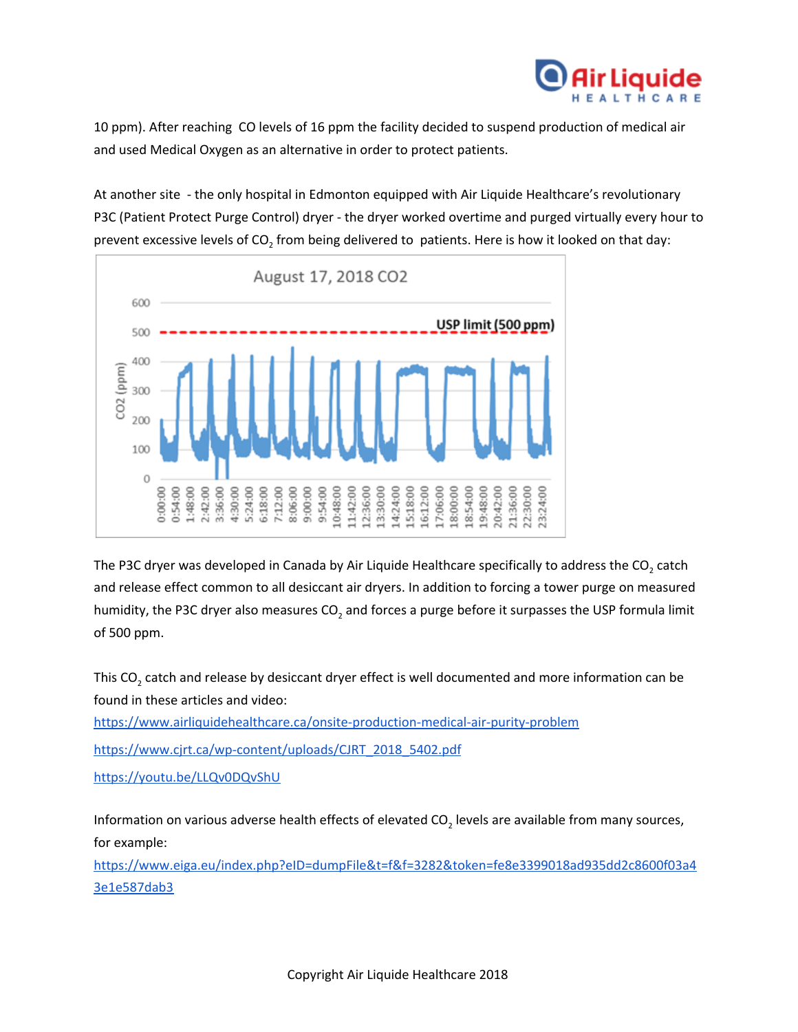10 ppm). After reaching CO levels of 16 ppm the facility decided to suspend production of medical air and used Medical Oxygen as an alternative in order to protect patients.

At another site - the only hospital in Edmonton equipped with Air Liquide Healthcare's revolutionary P3C (Patient Protect Purge Control) dryer - the dryer worked overtime and purged virtually every hour to prevent excessive levels of $CO_2$ from being delivered to patients. Here is how it looked on that day:

The P3C dryer was developed in Canada by Air Liquide Healthcare specifically to address the $CO_2$ catch and release effect common to all desiccant air dryers. In addition to forcing a tower purge on measured humidity, the P3C dryer also measures $CO_2$ and forces a purge before it surpasses the USP formula limit of 500 ppm.

This $CO_2$ catch and release by desiccant dryer effect is well documented and more information can be found in these articles and video:

https://www.airliquidehealthcare.ca/onsite-production-medical-air-purity-problem

https://www.cjrt.ca/wp-content/uploads/CJRT_2018_5402.pdf

https://youtu.be/LLQv0DQvShU

Information on various adverse health effects of elevated $CO_2$ levels are available from many sources, for example:

https://www.eiga.eu/index.php?eID=dumpFile&t=f&f=3282&token=fe8e3399018ad935dd2c8600f03a43e1e587dab3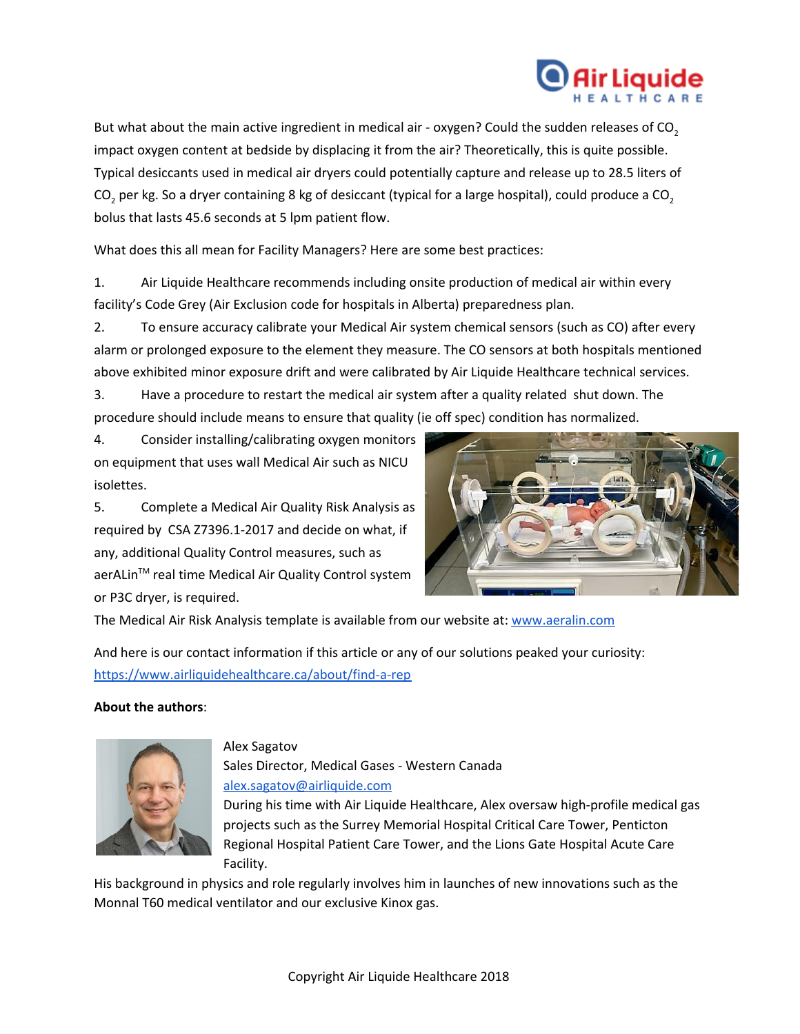But what about the main active ingredient in medical air - oxygen? Could the sudden releases of $CO_2$ impact oxygen content at bedside by displacing it from the air? Theoretically, this is quite possible. Typical desiccants used in medical air dryers could potentially capture and release up to 28.5 liters of $CO_2$ per kg. So a dryer containing 8 kg of desiccant (typical for a large hospital), could produce a $CO_2$ bolus that lasts 45.6 seconds at 5 lpm patient flow.

What does this all mean for Facility Managers? Here are some best practices:

1. Air Liquide Healthcare recommends including onsite production of medical air within every facility's Code Grey (Air Exclusion code for hospitals in Alberta) preparedness plan.
2. To ensure accuracy calibrate your Medical Air system chemical sensors (such as CO) after every alarm or prolonged exposure to the element they measure. The CO sensors at both hospitals mentioned above exhibited minor exposure drift and were calibrated by Air Liquide Healthcare technical services.
3. Have a procedure to restart the medical air system after a quality related shut down. The procedure should include means to ensure that quality (ie off spec) condition has normalized.
4. Consider installing/calibrating oxygen monitors on equipment that uses wall Medical Air such as NICU isolettes.
5. Complete a Medical Air Quality Risk Analysis as required by CSA Z7396.1-2017 and decide on what, if any, additional Quality Control measures, such as aerALin™ real time Medical Air Quality Control system or P3C dryer, is required.

The Medical Air Risk Analysis template is available from our website at: [www.aeralin.com](www.aeralin.com)

And here is our contact information if this article or any of our solutions peaked your curiosity: [https://www.airliquidehealthcare.ca/about/find-a-rep](https://www.airliquidehealthcare.ca/about/find-a-rep)

**About the authors**:

Alex Sagatov
Sales Director, Medical Gases - Western Canada
[alex.sagatov@airliquide.com](mailto:alex.sagatov@airliquide.com)
During his time with Air Liquide Healthcare, Alex oversaw high-profile medical gas projects such as the Surrey Memorial Hospital Critical Care Tower, Penticton Regional Hospital Patient Care Tower, and the Lions Gate Hospital Acute Care Facility.
His background in physics and role regularly involves him in launches of new innovations such as the Monnal T60 medical ventilator and our exclusive Kinox gas.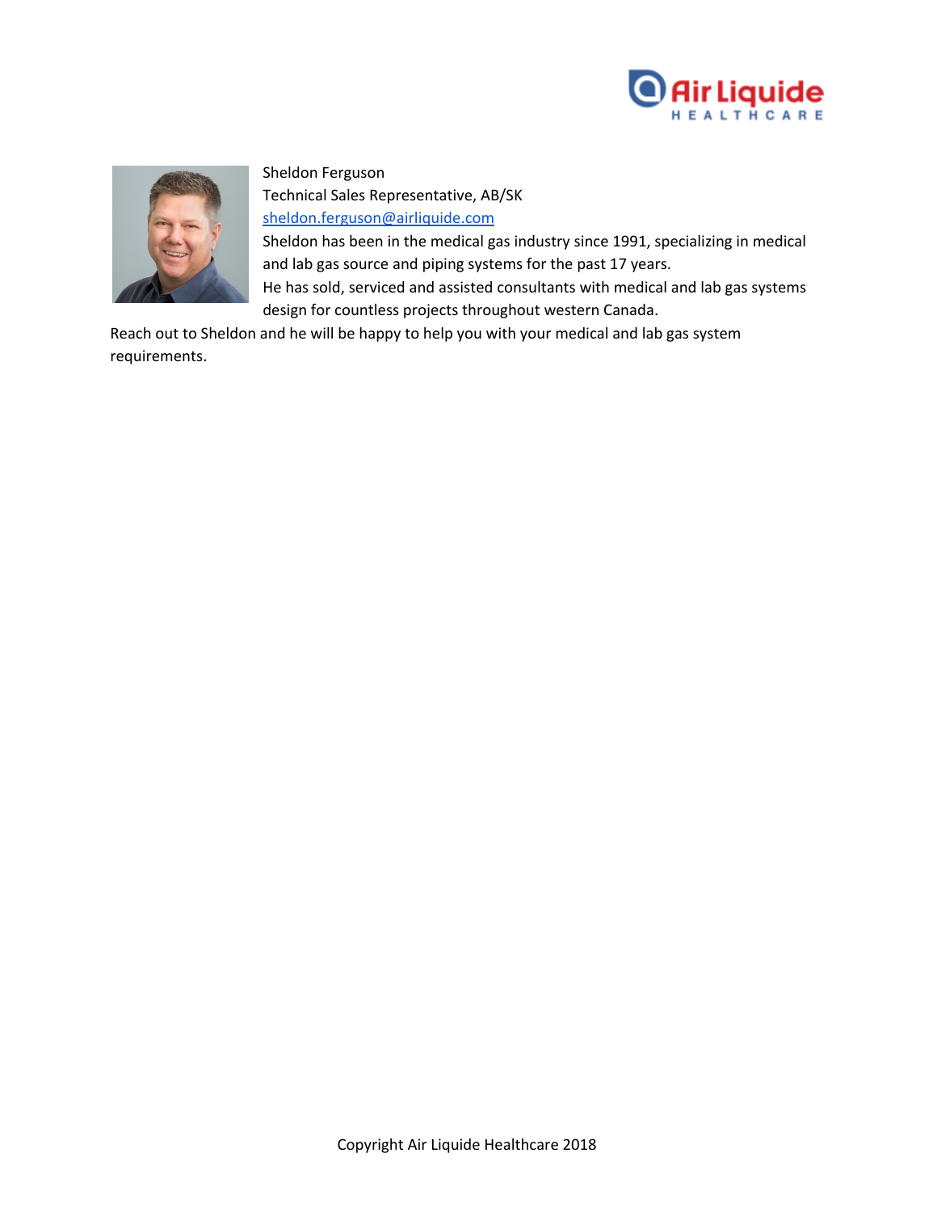Sheldon Ferguson
Technical Sales Representative, AB/SK
sheldon.ferguson@airliquide.com
Sheldon has been in the medical gas industry since 1991, specializing in medical and lab gas source and piping systems for the past 17 years.
He has sold, serviced and assisted consultants with medical and lab gas systems design for countless projects throughout western Canada.
Reach out to Sheldon and he will be happy to help you with your medical and lab gas system requirements.